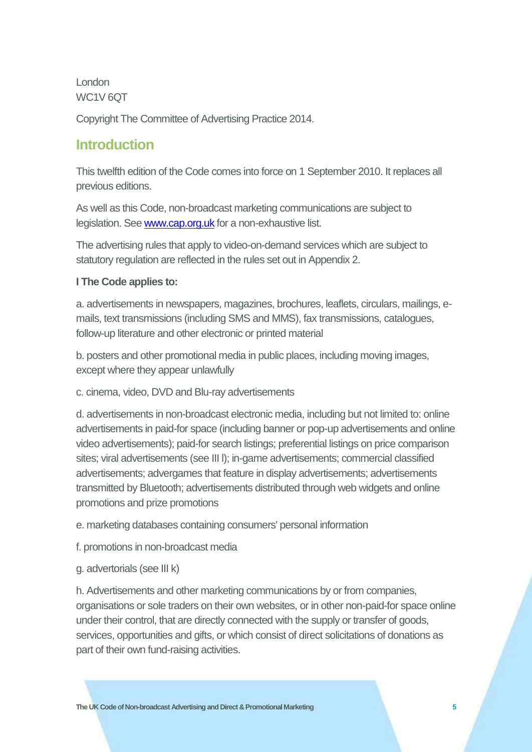London
WC1V 6QT

Copyright The Committee of Advertising Practice 2014.

## Introduction

This twelfth edition of the Code comes into force on 1 September 2010. It replaces all previous editions.

As well as this Code, non-broadcast marketing communications are subject to legislation. See [www.cap.org.uk](http://www.cap.org.uk) for a non-exhaustive list.

The advertising rules that apply to video-on-demand services which are subject to statutory regulation are reflected in the rules set out in Appendix 2.

**I The Code applies to:**

a. advertisements in newspapers, magazines, brochures, leaflets, circulars, mailings, e-mails, text transmissions (including SMS and MMS), fax transmissions, catalogues, follow-up literature and other electronic or printed material

b. posters and other promotional media in public places, including moving images, except where they appear unlawfully

c. cinema, video, DVD and Blu-ray advertisements

d. advertisements in non-broadcast electronic media, including but not limited to: online advertisements in paid-for space (including banner or pop-up advertisements and online video advertisements); paid-for search listings; preferential listings on price comparison sites; viral advertisements (see III l); in-game advertisements; commercial classified advertisements; advergames that feature in display advertisements; advertisements transmitted by Bluetooth; advertisements distributed through web widgets and online promotions and prize promotions

e. marketing databases containing consumers' personal information

f. promotions in non-broadcast media

g. advertorials (see III k)

h. Advertisements and other marketing communications by or from companies, organisations or sole traders on their own websites, or in other non-paid-for space online under their control, that are directly connected with the supply or transfer of goods, services, opportunities and gifts, or which consist of direct solicitations of donations as part of their own fund-raising activities.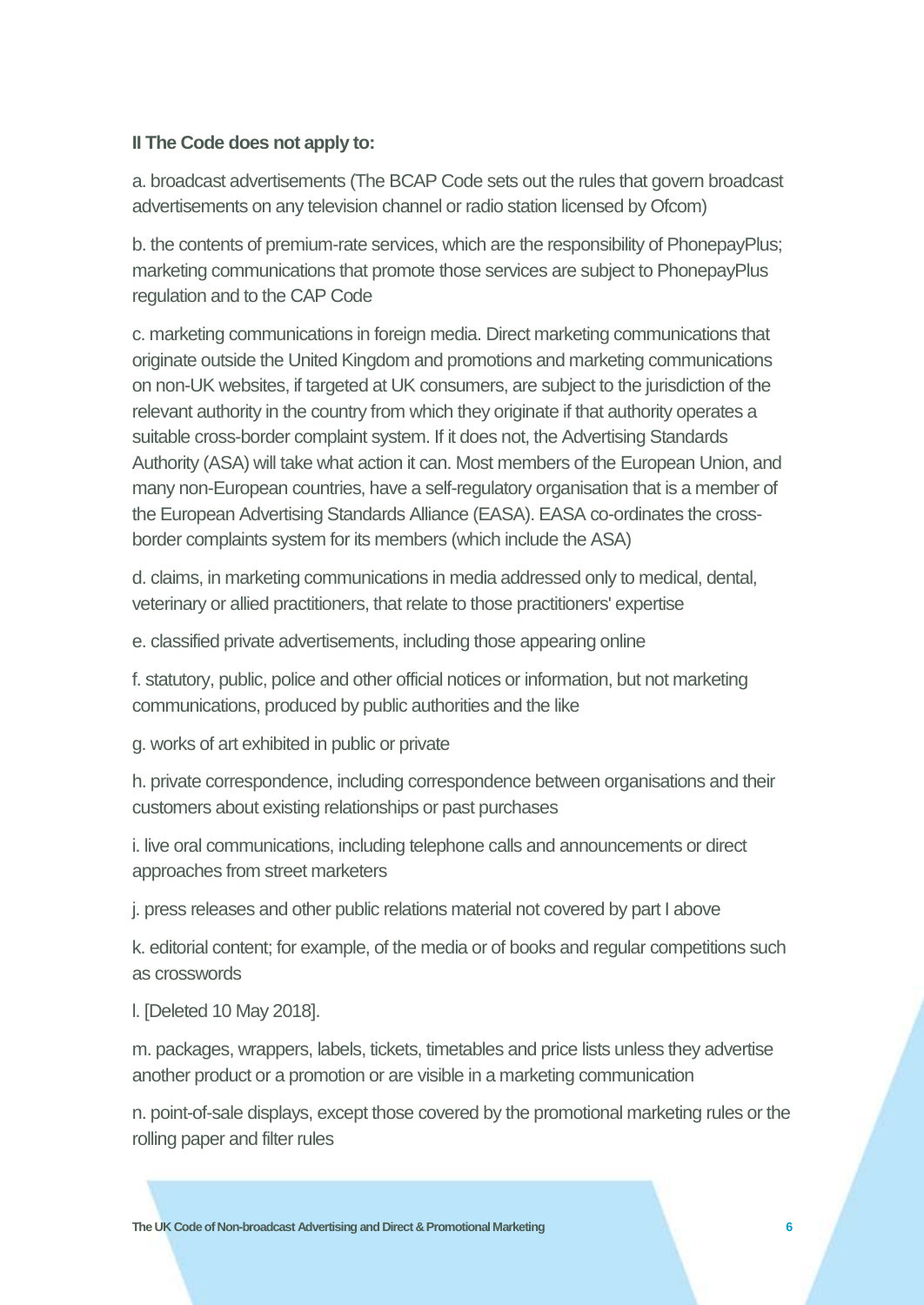**II The Code does not apply to:**

a. broadcast advertisements (The BCAP Code sets out the rules that govern broadcast advertisements on any television channel or radio station licensed by Ofcom)

b. the contents of premium-rate services, which are the responsibility of PhonepayPlus; marketing communications that promote those services are subject to PhonepayPlus regulation and to the CAP Code

c. marketing communications in foreign media. Direct marketing communications that originate outside the United Kingdom and promotions and marketing communications on non-UK websites, if targeted at UK consumers, are subject to the jurisdiction of the relevant authority in the country from which they originate if that authority operates a suitable cross-border complaint system. If it does not, the Advertising Standards Authority (ASA) will take what action it can. Most members of the European Union, and many non-European countries, have a self-regulatory organisation that is a member of the European Advertising Standards Alliance (EASA). EASA co-ordinates the cross-border complaints system for its members (which include the ASA)

d. claims, in marketing communications in media addressed only to medical, dental, veterinary or allied practitioners, that relate to those practitioners' expertise

e. classified private advertisements, including those appearing online

f. statutory, public, police and other official notices or information, but not marketing communications, produced by public authorities and the like

g. works of art exhibited in public or private

h. private correspondence, including correspondence between organisations and their customers about existing relationships or past purchases

i. live oral communications, including telephone calls and announcements or direct approaches from street marketers

j. press releases and other public relations material not covered by part I above

k. editorial content; for example, of the media or of books and regular competitions such as crosswords

l. [Deleted 10 May 2018].

m. packages, wrappers, labels, tickets, timetables and price lists unless they advertise another product or a promotion or are visible in a marketing communication

n. point-of-sale displays, except those covered by the promotional marketing rules or the rolling paper and filter rules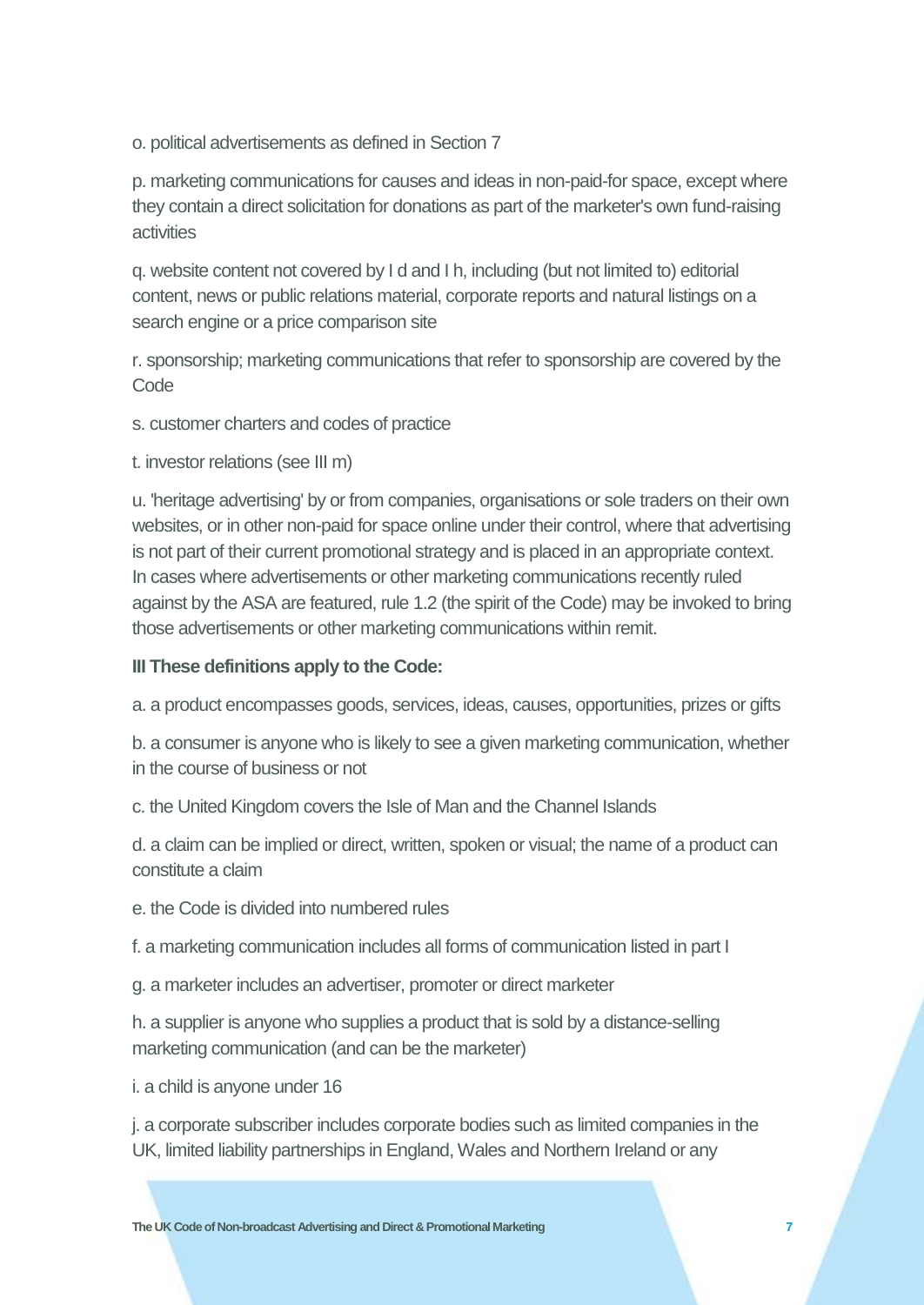o. political advertisements as defined in Section 7

p. marketing communications for causes and ideas in non-paid-for space, except where they contain a direct solicitation for donations as part of the marketer's own fund-raising activities

q. website content not covered by I d and I h, including (but not limited to) editorial content, news or public relations material, corporate reports and natural listings on a search engine or a price comparison site

r. sponsorship; marketing communications that refer to sponsorship are covered by the Code

s. customer charters and codes of practice

t. investor relations (see III m)

u. 'heritage advertising' by or from companies, organisations or sole traders on their own websites, or in other non-paid for space online under their control, where that advertising is not part of their current promotional strategy and is placed in an appropriate context. In cases where advertisements or other marketing communications recently ruled against by the ASA are featured, rule 1.2 (the spirit of the Code) may be invoked to bring those advertisements or other marketing communications within remit.

**III These definitions apply to the Code:**

a. a product encompasses goods, services, ideas, causes, opportunities, prizes or gifts

b. a consumer is anyone who is likely to see a given marketing communication, whether in the course of business or not

c. the United Kingdom covers the Isle of Man and the Channel Islands

d. a claim can be implied or direct, written, spoken or visual; the name of a product can constitute a claim

e. the Code is divided into numbered rules

f. a marketing communication includes all forms of communication listed in part I

g. a marketer includes an advertiser, promoter or direct marketer

h. a supplier is anyone who supplies a product that is sold by a distance-selling marketing communication (and can be the marketer)

i. a child is anyone under 16

j. a corporate subscriber includes corporate bodies such as limited companies in the UK, limited liability partnerships in England, Wales and Northern Ireland or any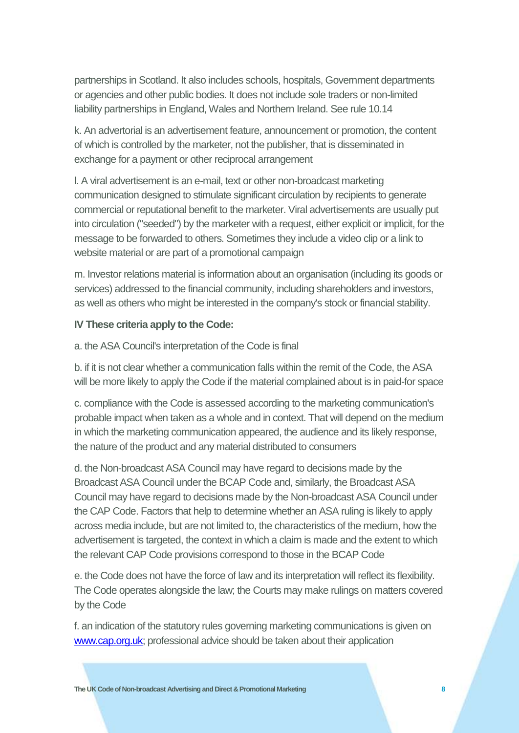partnerships in Scotland. It also includes schools, hospitals, Government departments or agencies and other public bodies. It does not include sole traders or non-limited liability partnerships in England, Wales and Northern Ireland. See rule 10.14

k. An advertorial is an advertisement feature, announcement or promotion, the content of which is controlled by the marketer, not the publisher, that is disseminated in exchange for a payment or other reciprocal arrangement

l. A viral advertisement is an e-mail, text or other non-broadcast marketing communication designed to stimulate significant circulation by recipients to generate commercial or reputational benefit to the marketer. Viral advertisements are usually put into circulation ("seeded") by the marketer with a request, either explicit or implicit, for the message to be forwarded to others. Sometimes they include a video clip or a link to website material or are part of a promotional campaign

m. Investor relations material is information about an organisation (including its goods or services) addressed to the financial community, including shareholders and investors, as well as others who might be interested in the company's stock or financial stability.

**IV These criteria apply to the Code:**

a. the ASA Council's interpretation of the Code is final

b. if it is not clear whether a communication falls within the remit of the Code, the ASA will be more likely to apply the Code if the material complained about is in paid-for space

c. compliance with the Code is assessed according to the marketing communication's probable impact when taken as a whole and in context. That will depend on the medium in which the marketing communication appeared, the audience and its likely response, the nature of the product and any material distributed to consumers

d. the Non-broadcast ASA Council may have regard to decisions made by the Broadcast ASA Council under the BCAP Code and, similarly, the Broadcast ASA Council may have regard to decisions made by the Non-broadcast ASA Council under the CAP Code. Factors that help to determine whether an ASA ruling is likely to apply across media include, but are not limited to, the characteristics of the medium, how the advertisement is targeted, the context in which a claim is made and the extent to which the relevant CAP Code provisions correspond to those in the BCAP Code

e. the Code does not have the force of law and its interpretation will reflect its flexibility. The Code operates alongside the law; the Courts may make rulings on matters covered by the Code

f. an indication of the statutory rules governing marketing communications is given on [www.cap.org.uk](http://www.cap.org.uk); professional advice should be taken about their application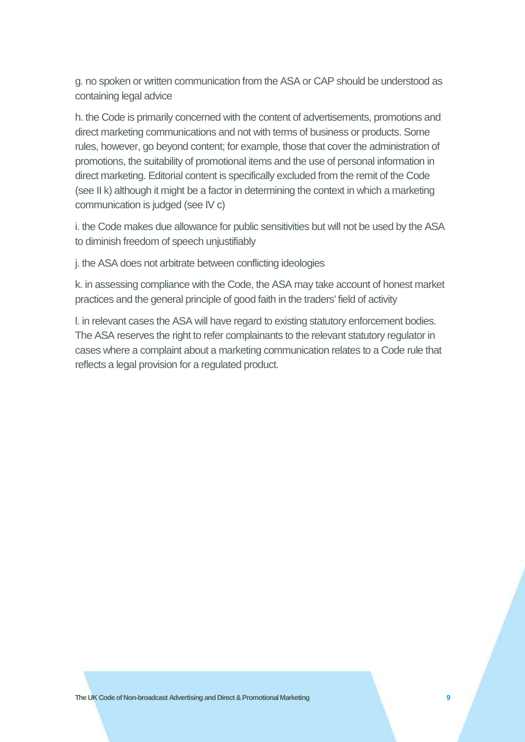g. no spoken or written communication from the ASA or CAP should be understood as containing legal advice

h. the Code is primarily concerned with the content of advertisements, promotions and direct marketing communications and not with terms of business or products. Some rules, however, go beyond content; for example, those that cover the administration of promotions, the suitability of promotional items and the use of personal information in direct marketing. Editorial content is specifically excluded from the remit of the Code (see II k) although it might be a factor in determining the context in which a marketing communication is judged (see IV c)

i. the Code makes due allowance for public sensitivities but will not be used by the ASA to diminish freedom of speech unjustifiably

j. the ASA does not arbitrate between conflicting ideologies

k. in assessing compliance with the Code, the ASA may take account of honest market practices and the general principle of good faith in the traders' field of activity

l. in relevant cases the ASA will have regard to existing statutory enforcement bodies. The ASA reserves the right to refer complainants to the relevant statutory regulator in cases where a complaint about a marketing communication relates to a Code rule that reflects a legal provision for a regulated product.